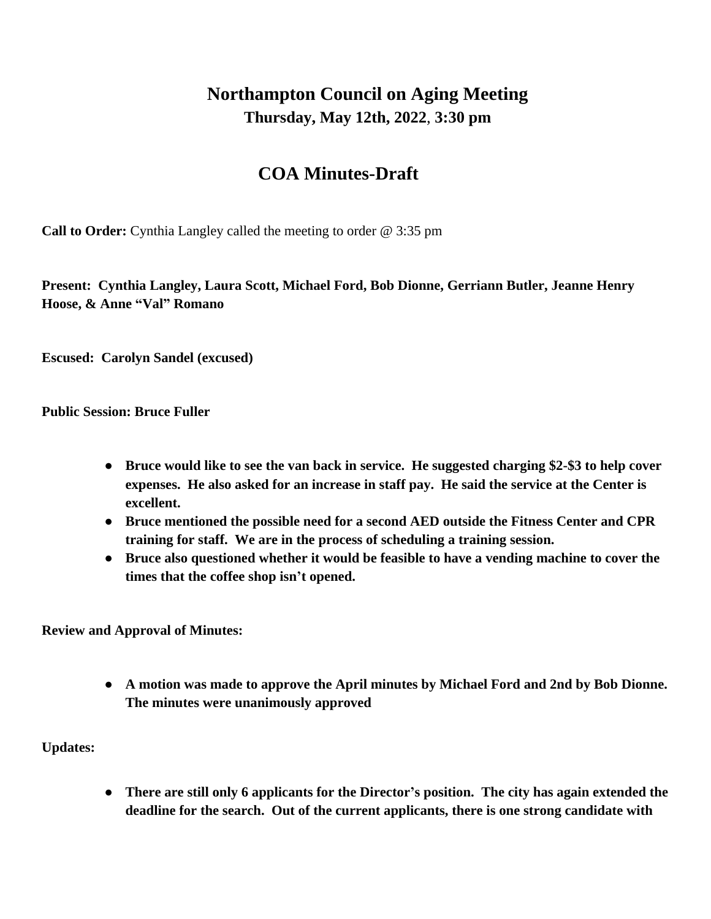# Northampton Council on Aging Meeting

**Thursday, May 12th, 2022, 3:30 pm**

## COA Minutes-Draft

**Call to Order:** Cynthia Langley called the meeting to order @ 3:35 pm

**Present: Cynthia Langley, Laura Scott, Michael Ford, Bob Dionne, Gerriann Butler, Jeanne Henry Hoose, & Anne "Val" Romano**

**Escused: Carolyn Sandel (excused)**

**Public Session: Bruce Fuller**

- **Bruce would like to see the van back in service. He suggested charging $2-$3 to help cover expenses. He also asked for an increase in staff pay. He said the service at the Center is excellent.**
- **Bruce mentioned the possible need for a second AED outside the Fitness Center and CPR training for staff. We are in the process of scheduling a training session.**
- **Bruce also questioned whether it would be feasible to have a vending machine to cover the times that the coffee shop isn't opened.**

**Review and Approval of Minutes:**

- **A motion was made to approve the April minutes by Michael Ford and 2nd by Bob Dionne. The minutes were unanimously approved**

**Updates:**

- **There are still only 6 applicants for the Director's position. The city has again extended the deadline for the search. Out of the current applicants, there is one strong candidate with**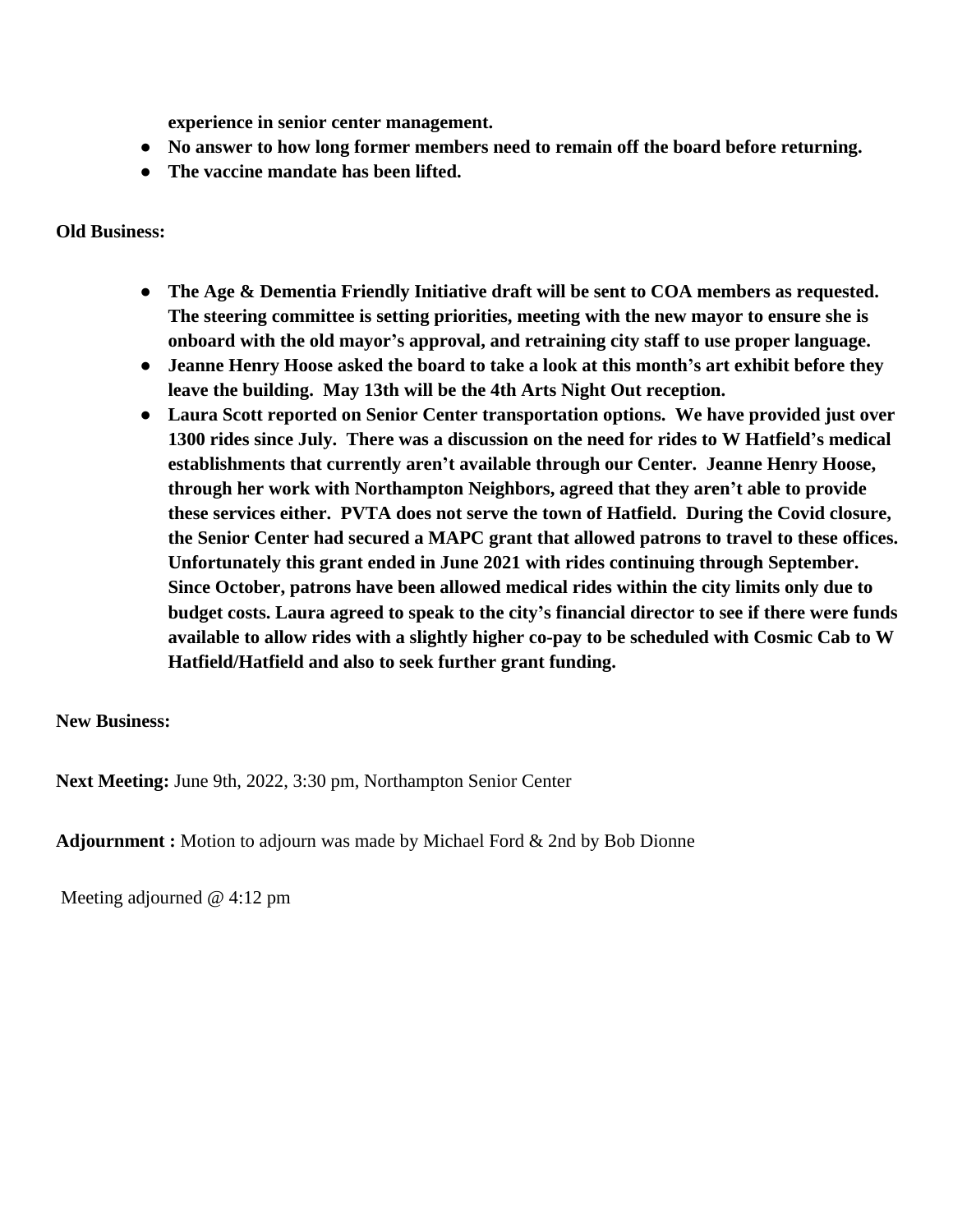**experience in senior center management.**

- **No answer to how long former members need to remain off the board before returning.**
- **The vaccine mandate has been lifted.**

**Old Business:**

- **The Age & Dementia Friendly Initiative draft will be sent to COA members as requested. The steering committee is setting priorities, meeting with the new mayor to ensure she is onboard with the old mayor's approval, and retraining city staff to use proper language.**
- **Jeanne Henry Hoose asked the board to take a look at this month's art exhibit before they leave the building. May 13th will be the 4th Arts Night Out reception.**
- **Laura Scott reported on Senior Center transportation options. We have provided just over 1300 rides since July. There was a discussion on the need for rides to W Hatfield's medical establishments that currently aren't available through our Center. Jeanne Henry Hoose, through her work with Northampton Neighbors, agreed that they aren't able to provide these services either. PVTA does not serve the town of Hatfield. During the Covid closure, the Senior Center had secured a MAPC grant that allowed patrons to travel to these offices. Unfortunately this grant ended in June 2021 with rides continuing through September. Since October, patrons have been allowed medical rides within the city limits only due to budget costs. Laura agreed to speak to the city's financial director to see if there were funds available to allow rides with a slightly higher co-pay to be scheduled with Cosmic Cab to W Hatfield/Hatfield and also to seek further grant funding.**

**New Business:**

**Next Meeting:** June 9th, 2022, 3:30 pm, Northampton Senior Center

**Adjournment :** Motion to adjourn was made by Michael Ford & 2nd by Bob Dionne

Meeting adjourned @ 4:12 pm